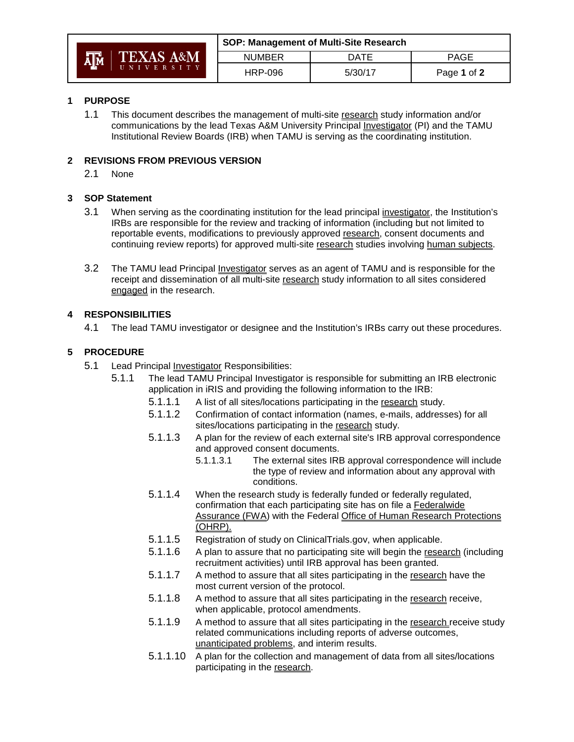| SOP: Management of Multi-Site Research | | |
|---|---|---|
| NUMBER | DATE | PAGE |
| HRP-096 | 5/30/17 | Page 1 of 2 |

## 1 PURPOSE

1.1 This document describes the management of multi-site research study information and/or communications by the lead Texas A&M University Principal Investigator (PI) and the TAMU Institutional Review Boards (IRB) when TAMU is serving as the coordinating institution.

## 2 REVISIONS FROM PREVIOUS VERSION

2.1 None

## 3 SOP Statement

3.1 When serving as the coordinating institution for the lead principal investigator, the Institution's IRBs are responsible for the review and tracking of information (including but not limited to reportable events, modifications to previously approved research, consent documents and continuing review reports) for approved multi-site research studies involving human subjects.

3.2 The TAMU lead Principal Investigator serves as an agent of TAMU and is responsible for the receipt and dissemination of all multi-site research study information to all sites considered engaged in the research.

## 4 RESPONSIBILITIES

4.1 The lead TAMU investigator or designee and the Institution's IRBs carry out these procedures.

## 5 PROCEDURE

5.1 Lead Principal Investigator Responsibilities:

- 5.1.1 The lead TAMU Principal Investigator is responsible for submitting an IRB electronic application in iRIS and providing the following information to the IRB:
  - 5.1.1.1 A list of all sites/locations participating in the research study.
  - 5.1.1.2 Confirmation of contact information (names, e-mails, addresses) for all sites/locations participating in the research study.
  - 5.1.1.3 A plan for the review of each external site's IRB approval correspondence and approved consent documents.
    - 5.1.1.3.1 The external sites IRB approval correspondence will include the type of review and information about any approval with conditions.
  - 5.1.1.4 When the research study is federally funded or federally regulated, confirmation that each participating site has on file a Federalwide Assurance (FWA) with the Federal Office of Human Research Protections (OHRP).
  - 5.1.1.5 Registration of study on ClinicalTrials.gov, when applicable.
  - 5.1.1.6 A plan to assure that no participating site will begin the research (including recruitment activities) until IRB approval has been granted.
  - 5.1.1.7 A method to assure that all sites participating in the research have the most current version of the protocol.
  - 5.1.1.8 A method to assure that all sites participating in the research receive, when applicable, protocol amendments.
  - 5.1.1.9 A method to assure that all sites participating in the research receive study related communications including reports of adverse outcomes, unanticipated problems, and interim results.
  - 5.1.1.10 A plan for the collection and management of data from all sites/locations participating in the research.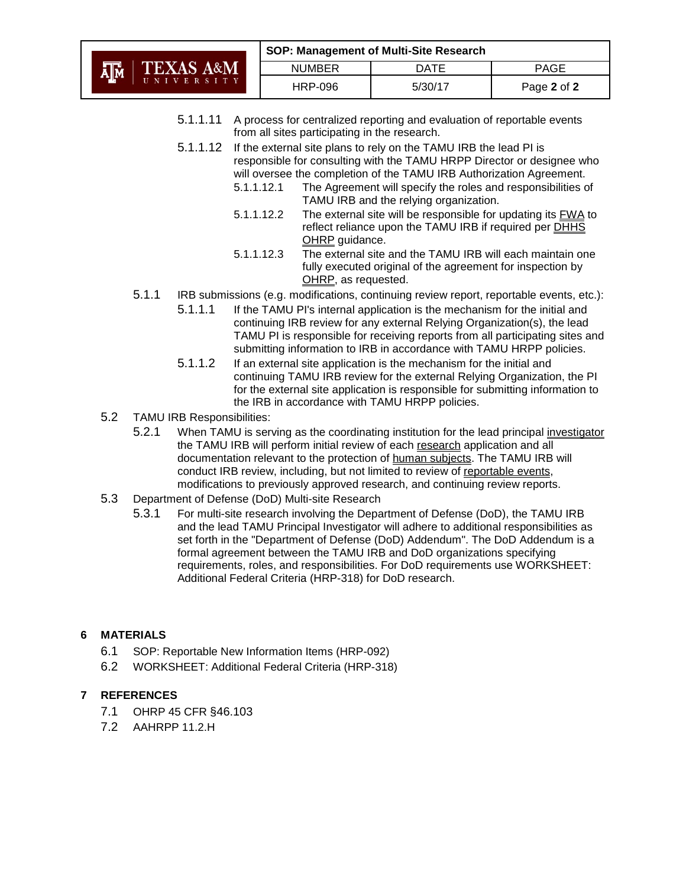5.1.1.11 A process for centralized reporting and evaluation of reportable events from all sites participating in the research.

5.1.1.12 If the external site plans to rely on the TAMU IRB the lead PI is responsible for consulting with the TAMU HRPP Director or designee who will oversee the completion of the TAMU IRB Authorization Agreement.

5.1.1.12.1 The Agreement will specify the roles and responsibilities of TAMU IRB and the relying organization.

5.1.1.12.2 The external site will be responsible for updating its FWA to reflect reliance upon the TAMU IRB if required per DHHS OHRP guidance.

5.1.1.12.3 The external site and the TAMU IRB will each maintain one fully executed original of the agreement for inspection by OHRP, as requested.

5.1.1 IRB submissions (e.g. modifications, continuing review report, reportable events, etc.):

5.1.1.1 If the TAMU PI's internal application is the mechanism for the initial and continuing IRB review for any external Relying Organization(s), the lead TAMU PI is responsible for receiving reports from all participating sites and submitting information to IRB in accordance with TAMU HRPP policies.

5.1.1.2 If an external site application is the mechanism for the initial and continuing TAMU IRB review for the external Relying Organization, the PI for the external site application is responsible for submitting information to the IRB in accordance with TAMU HRPP policies.

5.2 TAMU IRB Responsibilities:

5.2.1 When TAMU is serving as the coordinating institution for the lead principal investigator the TAMU IRB will perform initial review of each research application and all documentation relevant to the protection of human subjects. The TAMU IRB will conduct IRB review, including, but not limited to review of reportable events, modifications to previously approved research, and continuing review reports.

5.3 Department of Defense (DoD) Multi-site Research

5.3.1 For multi-site research involving the Department of Defense (DoD), the TAMU IRB and the lead TAMU Principal Investigator will adhere to additional responsibilities as set forth in the "Department of Defense (DoD) Addendum". The DoD Addendum is a formal agreement between the TAMU IRB and DoD organizations specifying requirements, roles, and responsibilities. For DoD requirements use WORKSHEET: Additional Federal Criteria (HRP-318) for DoD research.

## 6 MATERIALS

6.1 SOP: Reportable New Information Items (HRP-092)

6.2 WORKSHEET: Additional Federal Criteria (HRP-318)

## 7 REFERENCES

7.1 OHRP 45 CFR §46.103

7.2 AAHRPP 11.2.H